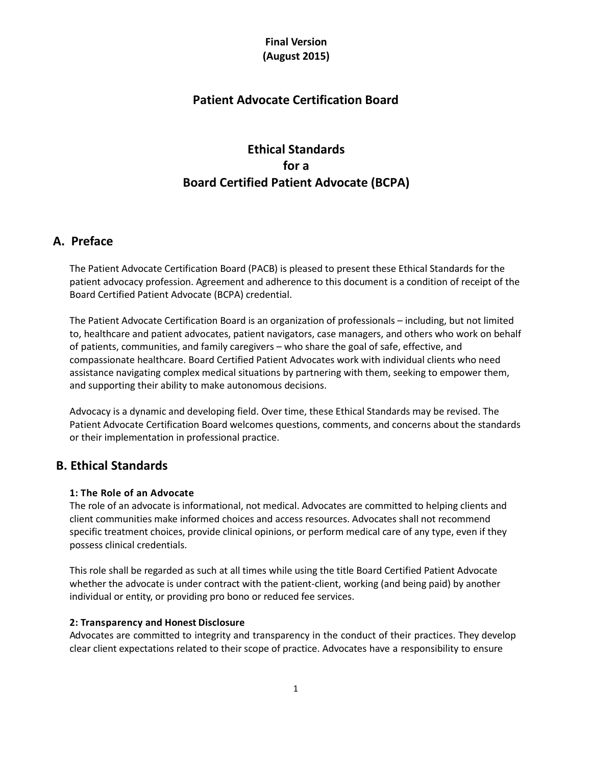**Final Version**
**(August 2015)**

## Patient Advocate Certification Board

# Ethical Standards for a Board Certified Patient Advocate (BCPA)

## A. Preface

The Patient Advocate Certification Board (PACB) is pleased to present these Ethical Standards for the patient advocacy profession. Agreement and adherence to this document is a condition of receipt of the Board Certified Patient Advocate (BCPA) credential.

The Patient Advocate Certification Board is an organization of professionals – including, but not limited to, healthcare and patient advocates, patient navigators, case managers, and others who work on behalf of patients, communities, and family caregivers – who share the goal of safe, effective, and compassionate healthcare. Board Certified Patient Advocates work with individual clients who need assistance navigating complex medical situations by partnering with them, seeking to empower them, and supporting their ability to make autonomous decisions.

Advocacy is a dynamic and developing field. Over time, these Ethical Standards may be revised. The Patient Advocate Certification Board welcomes questions, comments, and concerns about the standards or their implementation in professional practice.

## B. Ethical Standards

### 1: The Role of an Advocate

The role of an advocate is informational, not medical. Advocates are committed to helping clients and client communities make informed choices and access resources. Advocates shall not recommend specific treatment choices, provide clinical opinions, or perform medical care of any type, even if they possess clinical credentials.

This role shall be regarded as such at all times while using the title Board Certified Patient Advocate whether the advocate is under contract with the patient-client, working (and being paid) by another individual or entity, or providing pro bono or reduced fee services.

### 2: Transparency and Honest Disclosure

Advocates are committed to integrity and transparency in the conduct of their practices. They develop clear client expectations related to their scope of practice. Advocates have a responsibility to ensure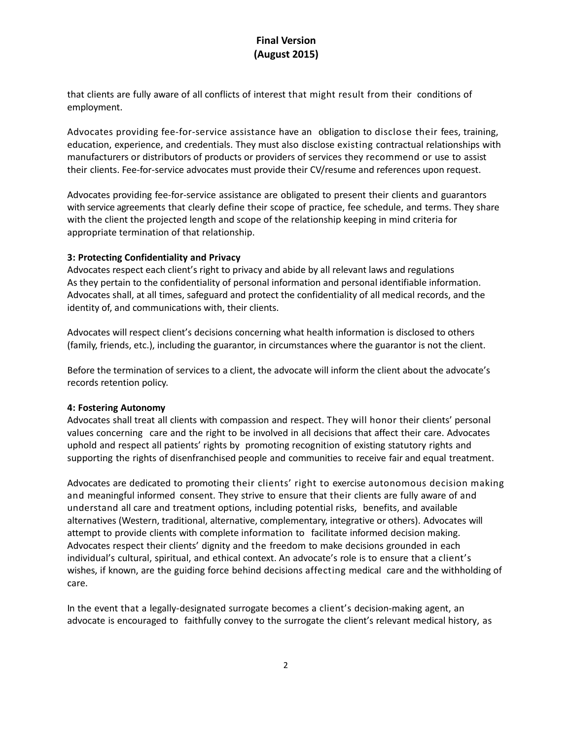that clients are fully aware of all conflicts of interest that might result from their conditions of employment.

Advocates providing fee-for-service assistance have an obligation to disclose their fees, training, education, experience, and credentials. They must also disclose existing contractual relationships with manufacturers or distributors of products or providers of services they recommend or use to assist their clients. Fee-for-service advocates must provide their CV/resume and references upon request.

Advocates providing fee-for-service assistance are obligated to present their clients and guarantors with service agreements that clearly define their scope of practice, fee schedule, and terms. They share with the client the projected length and scope of the relationship keeping in mind criteria for appropriate termination of that relationship.

**3: Protecting Confidentiality and Privacy**

Advocates respect each client's right to privacy and abide by all relevant laws and regulations As they pertain to the confidentiality of personal information and personal identifiable information. Advocates shall, at all times, safeguard and protect the confidentiality of all medical records, and the identity of, and communications with, their clients.

Advocates will respect client's decisions concerning what health information is disclosed to others (family, friends, etc.), including the guarantor, in circumstances where the guarantor is not the client.

Before the termination of services to a client, the advocate will inform the client about the advocate's records retention policy.

**4: Fostering Autonomy**

Advocates shall treat all clients with compassion and respect. They will honor their clients' personal values concerning care and the right to be involved in all decisions that affect their care. Advocates uphold and respect all patients' rights by promoting recognition of existing statutory rights and supporting the rights of disenfranchised people and communities to receive fair and equal treatment.

Advocates are dedicated to promoting their clients' right to exercise autonomous decision making and meaningful informed consent. They strive to ensure that their clients are fully aware of and understand all care and treatment options, including potential risks, benefits, and available alternatives (Western, traditional, alternative, complementary, integrative or others). Advocates will attempt to provide clients with complete information to facilitate informed decision making. Advocates respect their clients' dignity and the freedom to make decisions grounded in each individual's cultural, spiritual, and ethical context. An advocate's role is to ensure that a client's wishes, if known, are the guiding force behind decisions affecting medical care and the withholding of care.

In the event that a legally-designated surrogate becomes a client's decision-making agent, an advocate is encouraged to faithfully convey to the surrogate the client's relevant medical history, as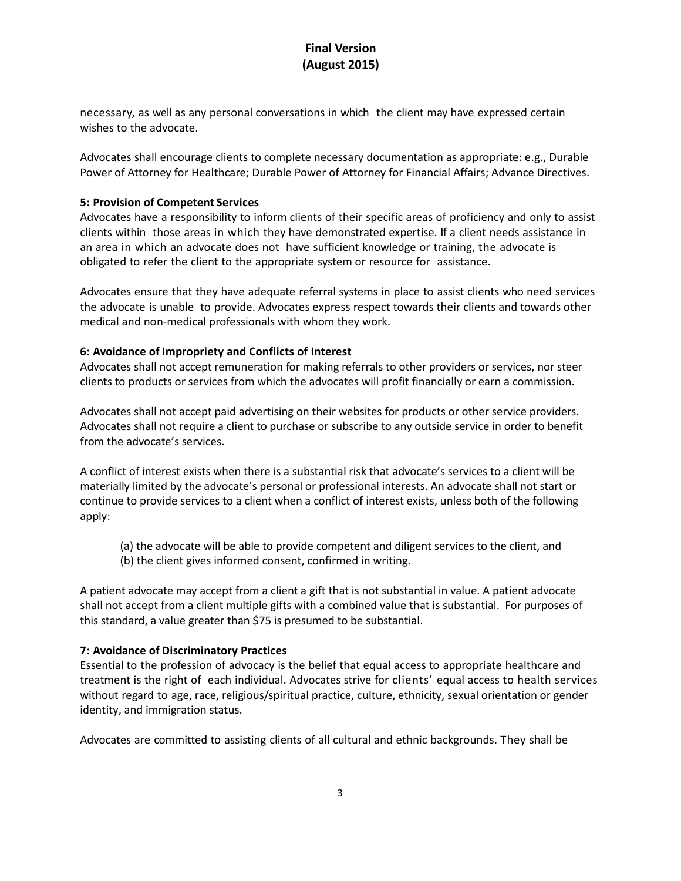necessary, as well as any personal conversations in which the client may have expressed certain wishes to the advocate.

Advocates shall encourage clients to complete necessary documentation as appropriate: e.g., Durable Power of Attorney for Healthcare; Durable Power of Attorney for Financial Affairs; Advance Directives.

**5: Provision of Competent Services**

Advocates have a responsibility to inform clients of their specific areas of proficiency and only to assist clients within those areas in which they have demonstrated expertise. If a client needs assistance in an area in which an advocate does not have sufficient knowledge or training, the advocate is obligated to refer the client to the appropriate system or resource for assistance.

Advocates ensure that they have adequate referral systems in place to assist clients who need services the advocate is unable to provide. Advocates express respect towards their clients and towards other medical and non-medical professionals with whom they work.

**6: Avoidance of Impropriety and Conflicts of Interest**

Advocates shall not accept remuneration for making referrals to other providers or services, nor steer clients to products or services from which the advocates will profit financially or earn a commission.

Advocates shall not accept paid advertising on their websites for products or other service providers. Advocates shall not require a client to purchase or subscribe to any outside service in order to benefit from the advocate's services.

A conflict of interest exists when there is a substantial risk that advocate's services to a client will be materially limited by the advocate's personal or professional interests. An advocate shall not start or continue to provide services to a client when a conflict of interest exists, unless both of the following apply:

> (a) the advocate will be able to provide competent and diligent services to the client, and
> (b) the client gives informed consent, confirmed in writing.

A patient advocate may accept from a client a gift that is not substantial in value. A patient advocate shall not accept from a client multiple gifts with a combined value that is substantial. For purposes of this standard, a value greater than $75 is presumed to be substantial.

**7: Avoidance of Discriminatory Practices**

Essential to the profession of advocacy is the belief that equal access to appropriate healthcare and treatment is the right of each individual. Advocates strive for clients' equal access to health services without regard to age, race, religious/spiritual practice, culture, ethnicity, sexual orientation or gender identity, and immigration status.

Advocates are committed to assisting clients of all cultural and ethnic backgrounds. They shall be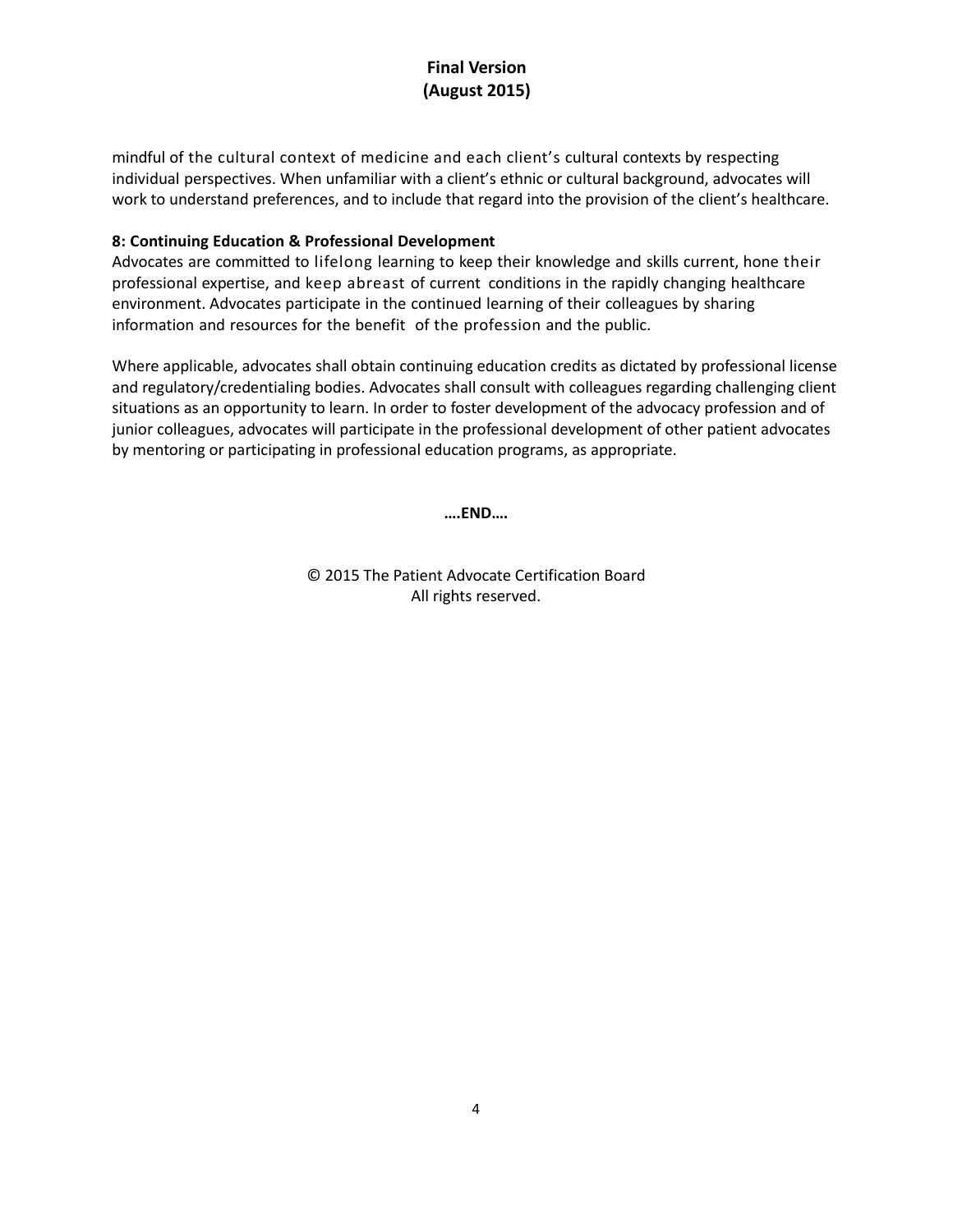mindful of the cultural context of medicine and each client's cultural contexts by respecting individual perspectives. When unfamiliar with a client's ethnic or cultural background, advocates will work to understand preferences, and to include that regard into the provision of the client's healthcare.

**8: Continuing Education & Professional Development**

Advocates are committed to lifelong learning to keep their knowledge and skills current, hone their professional expertise, and keep abreast of current conditions in the rapidly changing healthcare environment. Advocates participate in the continued learning of their colleagues by sharing information and resources for the benefit of the profession and the public.

Where applicable, advocates shall obtain continuing education credits as dictated by professional license and regulatory/credentialing bodies. Advocates shall consult with colleagues regarding challenging client situations as an opportunity to learn. In order to foster development of the advocacy profession and of junior colleagues, advocates will participate in the professional development of other patient advocates by mentoring or participating in professional education programs, as appropriate.

**….END….**

© 2015 The Patient Advocate Certification Board
All rights reserved.